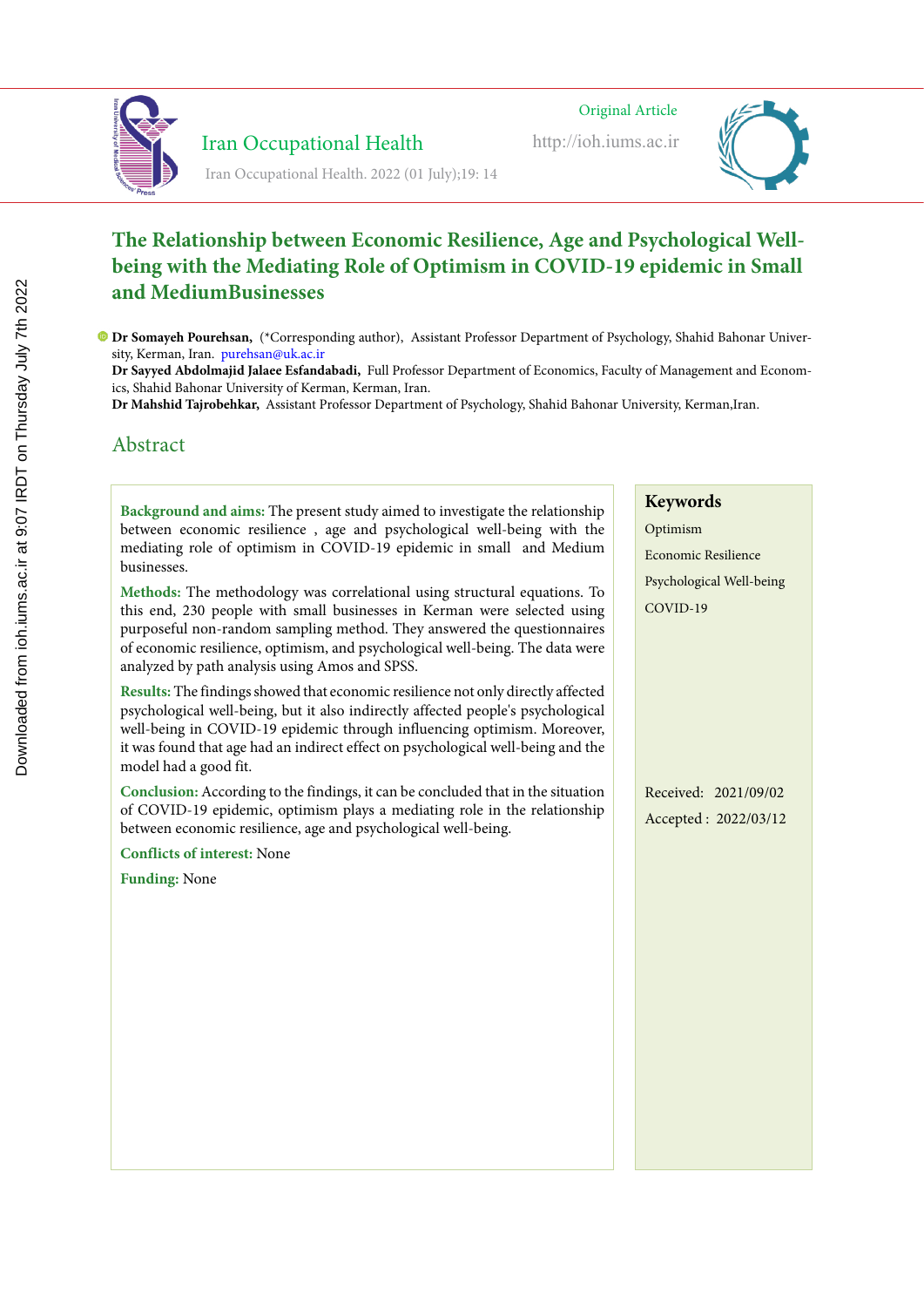Original Article

# The Relationship between Economic Resilience, Age and Psychological Well-being with the Mediating Role of Optimism in COVID-19 epidemic in Small and MediumBusinesses

**Dr Somayeh Pourehsan,** (*Corresponding author), Assistant Professor Department of Psychology, Shahid Bahonar University, Kerman, Iran. purehsan@uk.ac.ir

**Dr Sayyed Abdolmajid Jalaee Esfandabadi,** Full Professor Department of Economics, Faculty of Management and Economics, Shahid Bahonar University of Kerman, Kerman, Iran.

**Dr Mahshid Tajrobehkar,** Assistant Professor Department of Psychology, Shahid Bahonar University, Kerman,Iran.

## Abstract

**Background and aims:** The present study aimed to investigate the relationship between economic resilience , age and psychological well-being with the mediating role of optimism in COVID-19 epidemic in small and Medium businesses.

**Methods:** The methodology was correlational using structural equations. To this end, 230 people with small businesses in Kerman were selected using purposeful non-random sampling method. They answered the questionnaires of economic resilience, optimism, and psychological well-being. The data were analyzed by path analysis using Amos and SPSS.

**Results:** The findings showed that economic resilience not only directly affected psychological well-being, but it also indirectly affected people's psychological well-being in COVID-19 epidemic through influencing optimism. Moreover, it was found that age had an indirect effect on psychological well-being and the model had a good fit.

**Conclusion:** According to the findings, it can be concluded that in the situation of COVID-19 epidemic, optimism plays a mediating role in the relationship between economic resilience, age and psychological well-being.

**Conflicts of interest:** None

**Funding:** None

### Keywords

Optimism

Economic Resilience

Psychological Well-being

COVID-19

Received: 2021/09/02

Accepted : 2022/03/12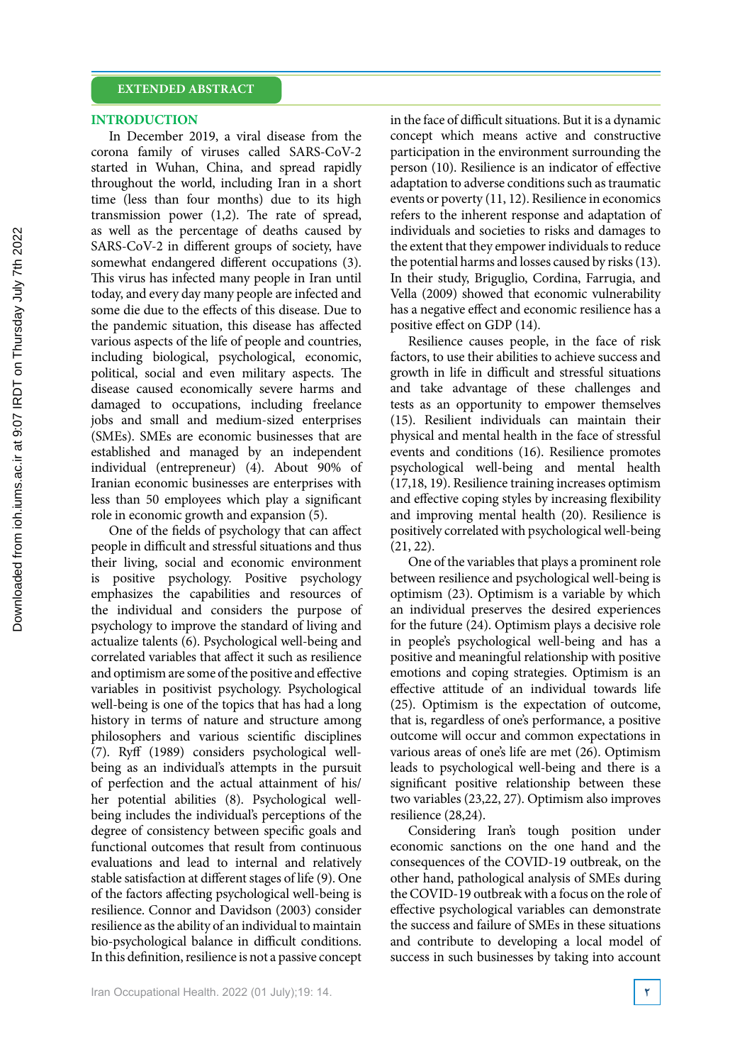## EXTENDED ABSTRACT

### INTRODUCTION

In December 2019, a viral disease from the corona family of viruses called SARS-CoV-2 started in Wuhan, China, and spread rapidly throughout the world, including Iran in a short time (less than four months) due to its high transmission power (1,2). The rate of spread, as well as the percentage of deaths caused by SARS-CoV-2 in different groups of society, have somewhat endangered different occupations (3). This virus has infected many people in Iran until today, and every day many people are infected and some die due to the effects of this disease. Due to the pandemic situation, this disease has affected various aspects of the life of people and countries, including biological, psychological, economic, political, social and even military aspects. The disease caused economically severe harms and damaged to occupations, including freelance jobs and small and medium-sized enterprises (SMEs). SMEs are economic businesses that are established and managed by an independent individual (entrepreneur) (4). About 90% of Iranian economic businesses are enterprises with less than 50 employees which play a significant role in economic growth and expansion (5).

One of the fields of psychology that can affect people in difficult and stressful situations and thus their living, social and economic environment is positive psychology. Positive psychology emphasizes the capabilities and resources of the individual and considers the purpose of psychology to improve the standard of living and actualize talents (6). Psychological well-being and correlated variables that affect it such as resilience and optimism are some of the positive and effective variables in positivist psychology. Psychological well-being is one of the topics that has had a long history in terms of nature and structure among philosophers and various scientific disciplines (7). Ryff (1989) considers psychological well-being as an individual's attempts in the pursuit of perfection and the actual attainment of his/her potential abilities (8). Psychological well-being includes the individual's perceptions of the degree of consistency between specific goals and functional outcomes that result from continuous evaluations and lead to internal and relatively stable satisfaction at different stages of life (9). One of the factors affecting psychological well-being is resilience. Connor and Davidson (2003) consider resilience as the ability of an individual to maintain bio-psychological balance in difficult conditions. In this definition, resilience is not a passive concept in the face of difficult situations. But it is a dynamic concept which means active and constructive participation in the environment surrounding the person (10). Resilience is an indicator of effective adaptation to adverse conditions such as traumatic events or poverty (11, 12). Resilience in economics refers to the inherent response and adaptation of individuals and societies to risks and damages to the extent that they empower individuals to reduce the potential harms and losses caused by risks (13). In their study, Briguglio, Cordina, Farrugia, and Vella (2009) showed that economic vulnerability has a negative effect and economic resilience has a positive effect on GDP (14).

Resilience causes people, in the face of risk factors, to use their abilities to achieve success and growth in life in difficult and stressful situations and take advantage of these challenges and tests as an opportunity to empower themselves (15). Resilient individuals can maintain their physical and mental health in the face of stressful events and conditions (16). Resilience promotes psychological well-being and mental health (17,18, 19). Resilience training increases optimism and effective coping styles by increasing flexibility and improving mental health (20). Resilience is positively correlated with psychological well-being (21, 22).

One of the variables that plays a prominent role between resilience and psychological well-being is optimism (23). Optimism is a variable by which an individual preserves the desired experiences for the future (24). Optimism plays a decisive role in people's psychological well-being and has a positive and meaningful relationship with positive emotions and coping strategies. Optimism is an effective attitude of an individual towards life (25). Optimism is the expectation of outcome, that is, regardless of one's performance, a positive outcome will occur and common expectations in various areas of one's life are met (26). Optimism leads to psychological well-being and there is a significant positive relationship between these two variables (23,22, 27). Optimism also improves resilience (28,24).

Considering Iran's tough position under economic sanctions on the one hand and the consequences of the COVID-19 outbreak, on the other hand, pathological analysis of SMEs during the COVID-19 outbreak with a focus on the role of effective psychological variables can demonstrate the success and failure of SMEs in these situations and contribute to developing a local model of success in such businesses by taking into account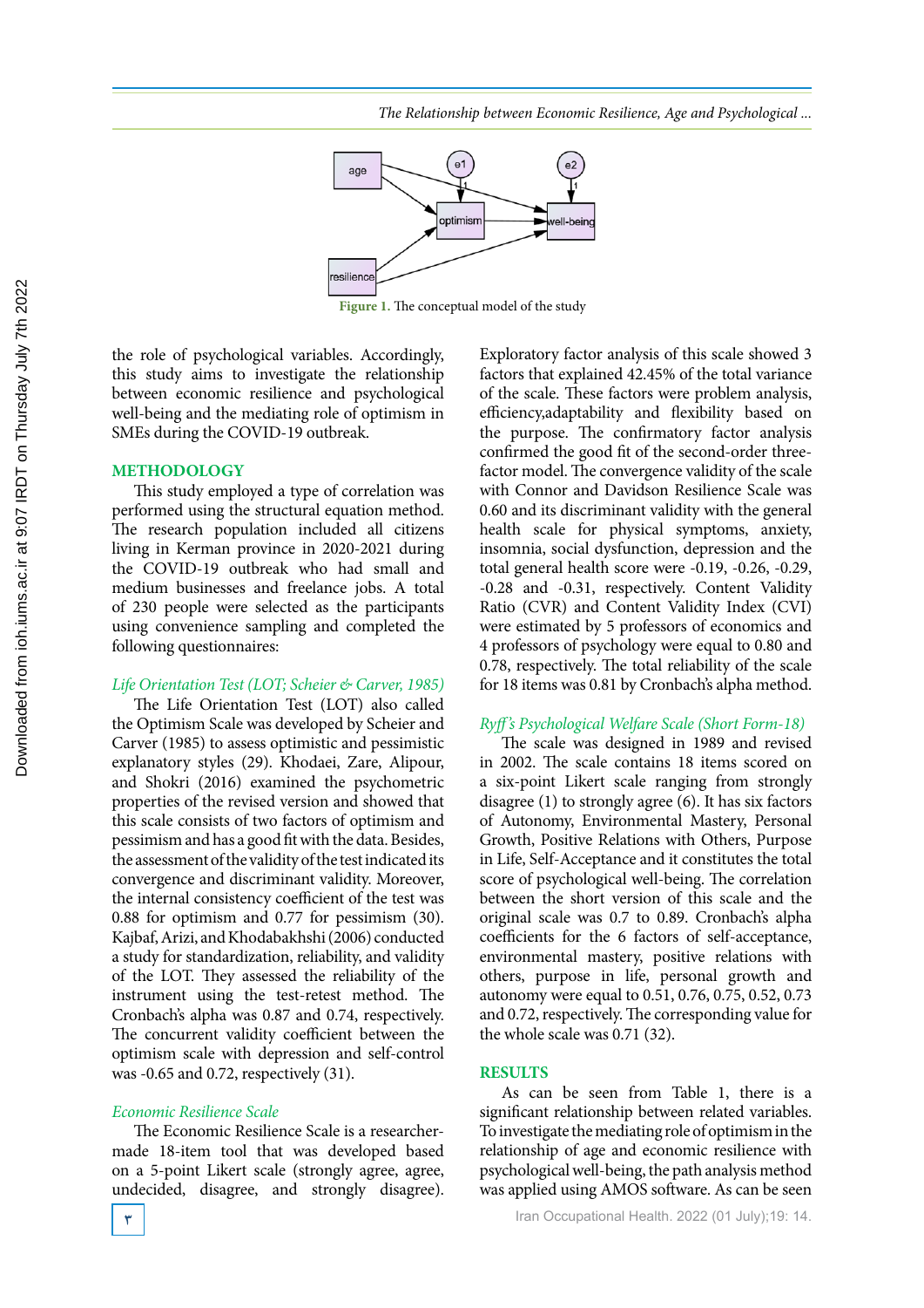Figure 1. The conceptual model of the study

the role of psychological variables. Accordingly, this study aims to investigate the relationship between economic resilience and psychological well-being and the mediating role of optimism in SMEs during the COVID-19 outbreak.

## METHODOLOGY

This study employed a type of correlation was performed using the structural equation method. The research population included all citizens living in Kerman province in 2020-2021 during the COVID-19 outbreak who had small and medium businesses and freelance jobs. A total of 230 people were selected as the participants using convenience sampling and completed the following questionnaires:

### *Life Orientation Test (LOT; Scheier & Carver, 1985)*

The Life Orientation Test (LOT) also called the Optimism Scale was developed by Scheier and Carver (1985) to assess optimistic and pessimistic explanatory styles (29). Khodaei, Zare, Alipour, and Shokri (2016) examined the psychometric properties of the revised version and showed that this scale consists of two factors of optimism and pessimism and has a good fit with the data. Besides, the assessment of the validity of the test indicated its convergence and discriminant validity. Moreover, the internal consistency coefficient of the test was 0.88 for optimism and 0.77 for pessimism (30). Kajbaf, Arizi, and Khodabakhshi (2006) conducted a study for standardization, reliability, and validity of the LOT. They assessed the reliability of the instrument using the test-retest method. The Cronbach's alpha was 0.87 and 0.74, respectively. The concurrent validity coefficient between the optimism scale with depression and self-control was -0.65 and 0.72, respectively (31).

### *Economic Resilience Scale*

The Economic Resilience Scale is a researcher-made 18-item tool that was developed based on a 5-point Likert scale (strongly agree, agree, undecided, disagree, and strongly disagree). Exploratory factor analysis of this scale showed 3 factors that explained 42.45% of the total variance of the scale. These factors were problem analysis, efficiency,adaptability and flexibility based on the purpose. The confirmatory factor analysis confirmed the good fit of the second-order three-factor model. The convergence validity of the scale with Connor and Davidson Resilience Scale was 0.60 and its discriminant validity with the general health scale for physical symptoms, anxiety, insomnia, social dysfunction, depression and the total general health score were -0.19, -0.26, -0.29, -0.28 and -0.31, respectively. Content Validity Ratio (CVR) and Content Validity Index (CVI) were estimated by 5 professors of economics and 4 professors of psychology were equal to 0.80 and 0.78, respectively. The total reliability of the scale for 18 items was 0.81 by Cronbach's alpha method.

### *Ryff's Psychological Welfare Scale (Short Form-18)*

The scale was designed in 1989 and revised in 2002. The scale contains 18 items scored on a six-point Likert scale ranging from strongly disagree (1) to strongly agree (6). It has six factors of Autonomy, Environmental Mastery, Personal Growth, Positive Relations with Others, Purpose in Life, Self-Acceptance and it constitutes the total score of psychological well-being. The correlation between the short version of this scale and the original scale was 0.7 to 0.89. Cronbach's alpha coefficients for the 6 factors of self-acceptance, environmental mastery, positive relations with others, purpose in life, personal growth and autonomy were equal to 0.51, 0.76, 0.75, 0.52, 0.73 and 0.72, respectively. The corresponding value for the whole scale was 0.71 (32).

## RESULTS

As can be seen from Table 1, there is a significant relationship between related variables. To investigate the mediating role of optimism in the relationship of age and economic resilience with psychological well-being, the path analysis method was applied using AMOS software. As can be seen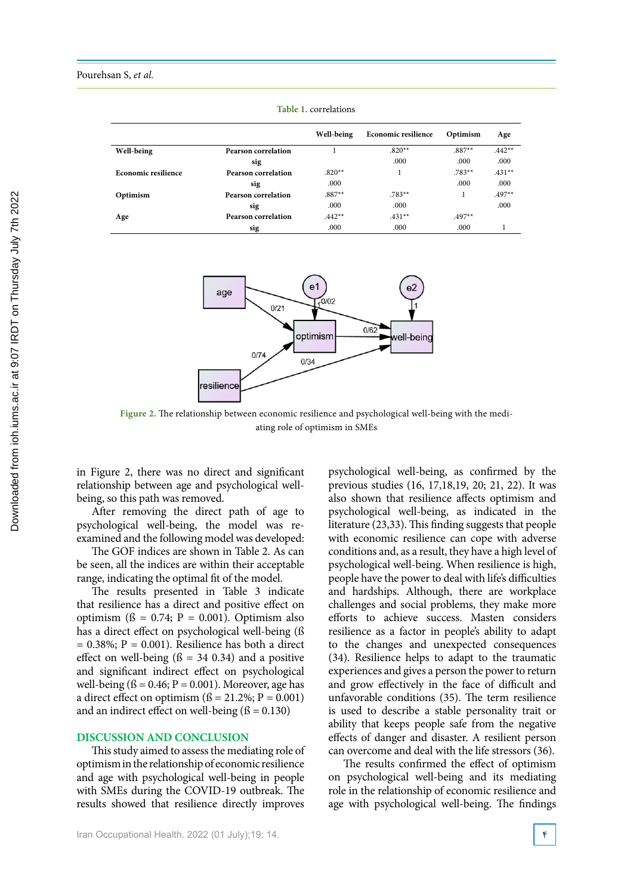Table 1. correlations

| | | Well-being | Economic resilience | Optimism | Age |
|---|---|---|---|---|---|
| **Well-being** | **Pearson correlation** | 1 | .820** | .887** | .442** |
| | **sig** | | .000 | .000 | .000 |
| **Economic resilience** | **Pearson correlation** | .820** | 1 | .783** | .431** |
| | **sig** | .000 | | .000 | .000 |
| **Optimism** | **Pearson correlation** | .887** | .783** | 1 | .497** |
| | **sig** | .000 | .000 | | .000 |
| **Age** | **Pearson correlation** | .442** | .431** | .497** | |
| | **sig** | .000 | .000 | .000 | 1 |

Figure 2. The relationship between economic resilience and psychological well-being with the mediating role of optimism in SMEs

in Figure 2, there was no direct and significant relationship between age and psychological well-being, so this path was removed.

After removing the direct path of age to psychological well-being, the model was re-examined and the following model was developed:

The GOF indices are shown in Table 2. As can be seen, all the indices are within their acceptable range, indicating the optimal fit of the model.

The results presented in Table 3 indicate that resilience has a direct and positive effect on optimism (ß = 0.74; P = 0.001). Optimism also has a direct effect on psychological well-being (ß = 0.38%; P = 0.001). Resilience has both a direct effect on well-being (ß = 34 0.34) and a positive and significant indirect effect on psychological well-being (ß = 0.46; P = 0.001). Moreover, age has a direct effect on optimism (ß = 21.2%; P = 0.001) and an indirect effect on well-being (ß = 0.130)

## DISCUSSION AND CONCLUSION

This study aimed to assess the mediating role of optimism in the relationship of economic resilience and age with psychological well-being in people with SMEs during the COVID-19 outbreak. The results showed that resilience directly improves psychological well-being, as confirmed by the previous studies (16, 17,18,19, 20; 21, 22). It was also shown that resilience affects optimism and psychological well-being, as indicated in the literature (23,33). This finding suggests that people with economic resilience can cope with adverse conditions and, as a result, they have a high level of psychological well-being. When resilience is high, people have the power to deal with life's difficulties and hardships. Although, there are workplace challenges and social problems, they make more efforts to achieve success. Masten considers resilience as a factor in people's ability to adapt to the changes and unexpected consequences (34). Resilience helps to adapt to the traumatic experiences and gives a person the power to return and grow effectively in the face of difficult and unfavorable conditions (35). The term resilience is used to describe a stable personality trait or ability that keeps people safe from the negative effects of danger and disaster. A resilient person can overcome and deal with the life stressors (36).

The results confirmed the effect of optimism on psychological well-being and its mediating role in the relationship of economic resilience and age with psychological well-being. The findings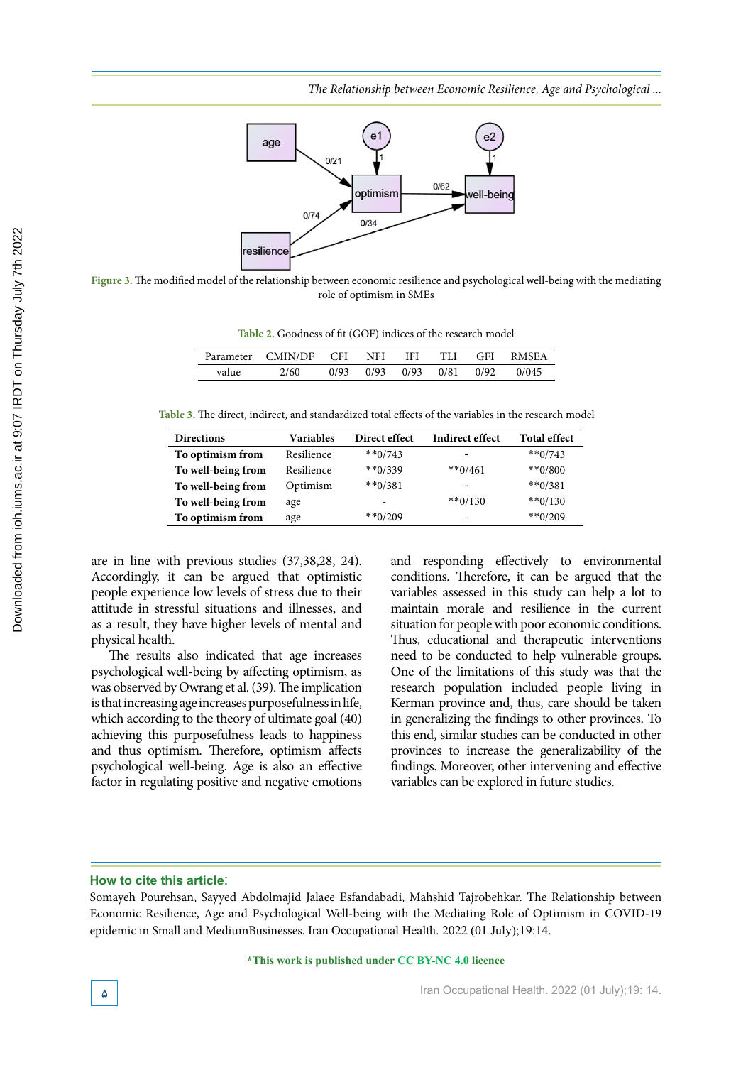Figure 3. The modified model of the relationship between economic resilience and psychological well-being with the mediating role of optimism in SMEs

Table 2. Goodness of fit (GOF) indices of the research model

| Parameter | CMIN/DF | CFI | NFI | IFI | TLI | GFI | RMSEA |
|---|---|---|---|---|---|---|---|
| value | 2/60 | 0/93 | 0/93 | 0/93 | 0/81 | 0/92 | 0/045 |

Table 3. The direct, indirect, and standardized total effects of the variables in the research model

| Directions | Variables | Direct effect | Indirect effect | Total effect |
|---|---|---|---|---|
| **To optimism from** | Resilience | **0/743 | - | **0/743 |
| **To well-being from** | Resilience | **0/339 | **0/461 | **0/800 |
| **To well-being from** | Optimism | **0/381 | - | **0/381 |
| **To well-being from** | age | - | **0/130 | **0/130 |
| **To optimism from** | age | **0/209 | - | **0/209 |

are in line with previous studies (37,38,28, 24). Accordingly, it can be argued that optimistic people experience low levels of stress due to their attitude in stressful situations and illnesses, and as a result, they have higher levels of mental and physical health.

The results also indicated that age increases psychological well-being by affecting optimism, as was observed by Owrang et al. (39). The implication is that increasing age increases purposefulness in life, which according to the theory of ultimate goal (40) achieving this purposefulness leads to happiness and thus optimism. Therefore, optimism affects psychological well-being. Age is also an effective factor in regulating positive and negative emotions and responding effectively to environmental conditions. Therefore, it can be argued that the variables assessed in this study can help a lot to maintain morale and resilience in the current situation for people with poor economic conditions. Thus, educational and therapeutic interventions need to be conducted to help vulnerable groups. One of the limitations of this study was that the research population included people living in Kerman province and, thus, care should be taken in generalizing the findings to other provinces. To this end, similar studies can be conducted in other provinces to increase the generalizability of the findings. Moreover, other intervening and effective variables can be explored in future studies.

## How to cite this article:

Somayeh Pourehsan, Sayyed Abdolmajid Jalaee Esfandabadi, Mahshid Tajrobehkar. The Relationship between Economic Resilience, Age and Psychological Well-being with the Mediating Role of Optimism in COVID-19 epidemic in Small and MediumBusinesses. Iran Occupational Health. 2022 (01 July);19:14.

*This work is published under CC BY-NC 4.0 licence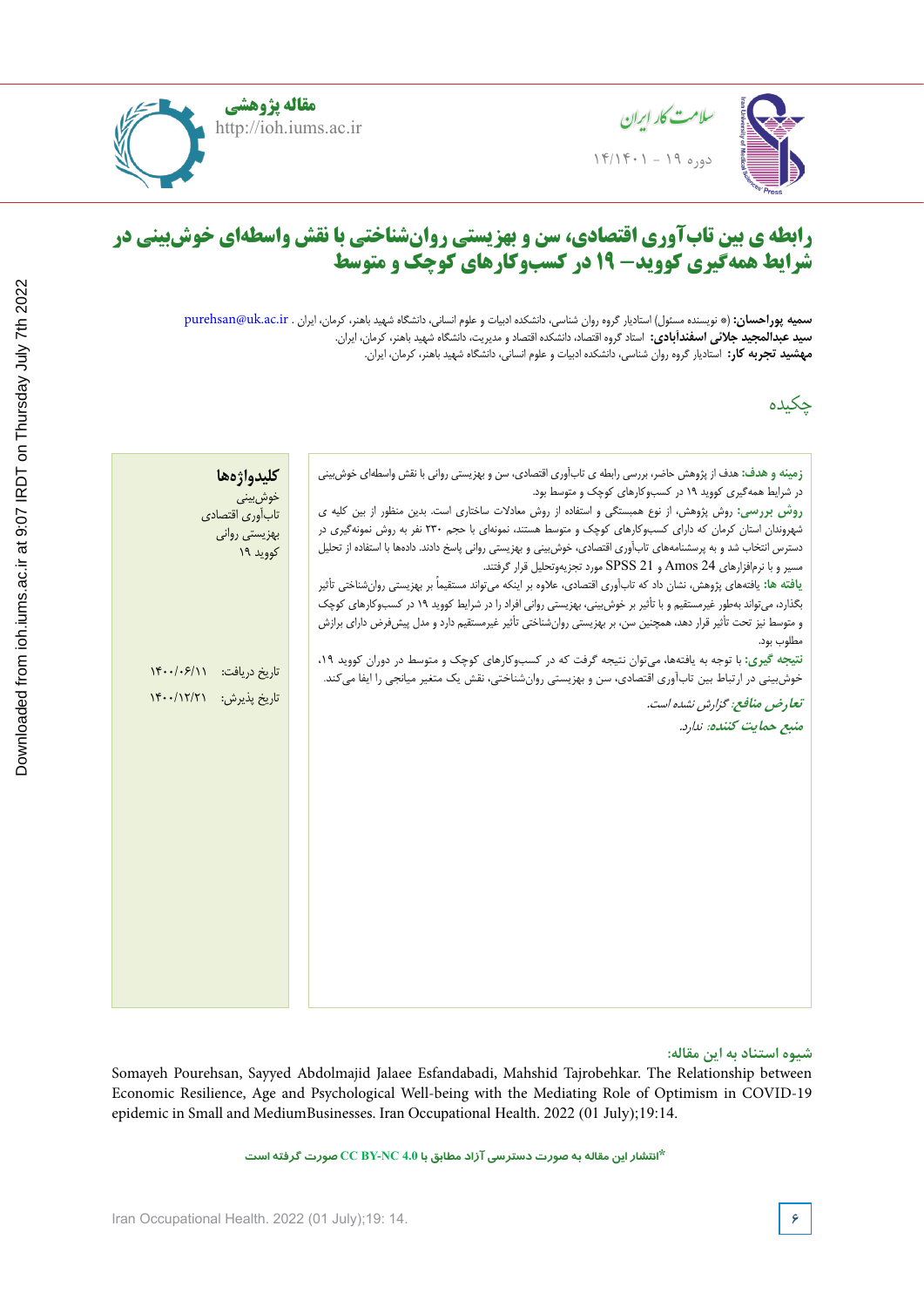مقاله پژوهشی

http://ioh.iums.ac.ir

# رابطه ی بین تاب‌آوری اقتصادی، سن و بهزیستی روان‌شناختی با نقش واسطه‌ای خوش‌بینی در شرایط همه‌گیری کووید– ۱۹ در کسب‌وکارهای کوچک و متوسط

**سمیه پوراحسان:** (\* نویسنده مسئول) استادیار گروه روان شناسی، دانشکده ادبیات و علوم انسانی، دانشگاه شهید باهنر، کرمان، ایران . purehsan@uk.ac.ir

**سید عبدالمجید جلائی اسفندآبادی:** استاد گروه اقتصاد، دانشکده اقتصاد و مدیریت، دانشگاه شهید باهنر، کرمان، ایران.

**مهشید تجربه کار:** استادیار گروه روان شناسی، دانشکده ادبیات و علوم انسانی، دانشگاه شهید باهنر، کرمان، ایران.

## چکیده

**زمینه و هدف:** هدف از پژوهش حاضر، بررسی رابطه ی تاب‌آوری اقتصادی، سن و بهزیستی روانی با نقش واسطه‌ای خوش‌بینی در شرایط همه‌گیری کووید ۱۹ در کسب‌وکارهای کوچک و متوسط بود.

**روش بررسی:** روش پژوهش، از نوع همبستگی و استفاده از روش معادلات ساختاری است. بدین منظور از بین کلیه ی شهروندان استان کرمان که دارای کسب‌وکارهای کوچک و متوسط هستند، نمونه‌ای با حجم ۲۳۰ نفر به روش نمونه‌گیری در دسترس انتخاب شد و به پرسشنامه‌های تاب‌آوری اقتصادی، خوش‌بینی و بهزیستی روانی پاسخ دادند. داده‌ها با استفاده از تحلیل مسیر و با نرم‌افزارهای Amos 24 و SPSS 21 مورد تجزیه‌وتحلیل قرار گرفتند.

**یافته ها:** یافته‌های پژوهش، نشان داد که تاب‌آوری اقتصادی، علاوه بر اینکه می‌تواند مستقیماً بر بهزیستی روان‌شناختی تأثیر بگذارد، می‌تواند به‌طور غیرمستقیم و با تأثیر بر خوش‌بینی، بهزیستی روانی افراد را در شرایط کووید ۱۹ در کسب‌وکارهای کوچک و متوسط نیز تحت تأثیر قرار دهد، همچنین سن، بر بهزیستی روان‌شناختی تأثیر غیرمستقیم دارد و مدل پیش‌فرض دارای برازش مطلوب بود.

**نتیجه گیری:** با توجه به یافته‌ها، می‌توان نتیجه گرفت که در کسب‌وکارهای کوچک و متوسط در دوران کووید ۱۹، خوش‌بینی در ارتباط بین تاب‌آوری اقتصادی، سن و بهزیستی روان‌شناختی، نقش یک متغیر میانجی را ایفا می‌کند.

***تعارض منافع:*** *گزارش نشده است.*

***منبع حمایت کننده:*** *ندارد.*

**کلیدواژه‌ها**

خوش‌بینی

تاب‌آوری اقتصادی

بهزیستی روانی

کووید ۱۹

تاریخ دریافت: ۱۴۰۰/۰۶/۱۱

تاریخ پذیرش: ۱۴۰۰/۱۲/۲۱

**شیوه استناد به این مقاله:**

Somayeh Pourehsan, Sayyed Abdolmajid Jalaee Esfandabadi, Mahshid Tajrobehkar. The Relationship between Economic Resilience, Age and Psychological Well-being with the Mediating Role of Optimism in COVID-19 epidemic in Small and MediumBusinesses. Iran Occupational Health. 2022 (01 July);19:14.

**\*انتشار این مقاله به صورت دسترسی آزاد مطابق با CC BY-NC 4.0 صورت گرفته است**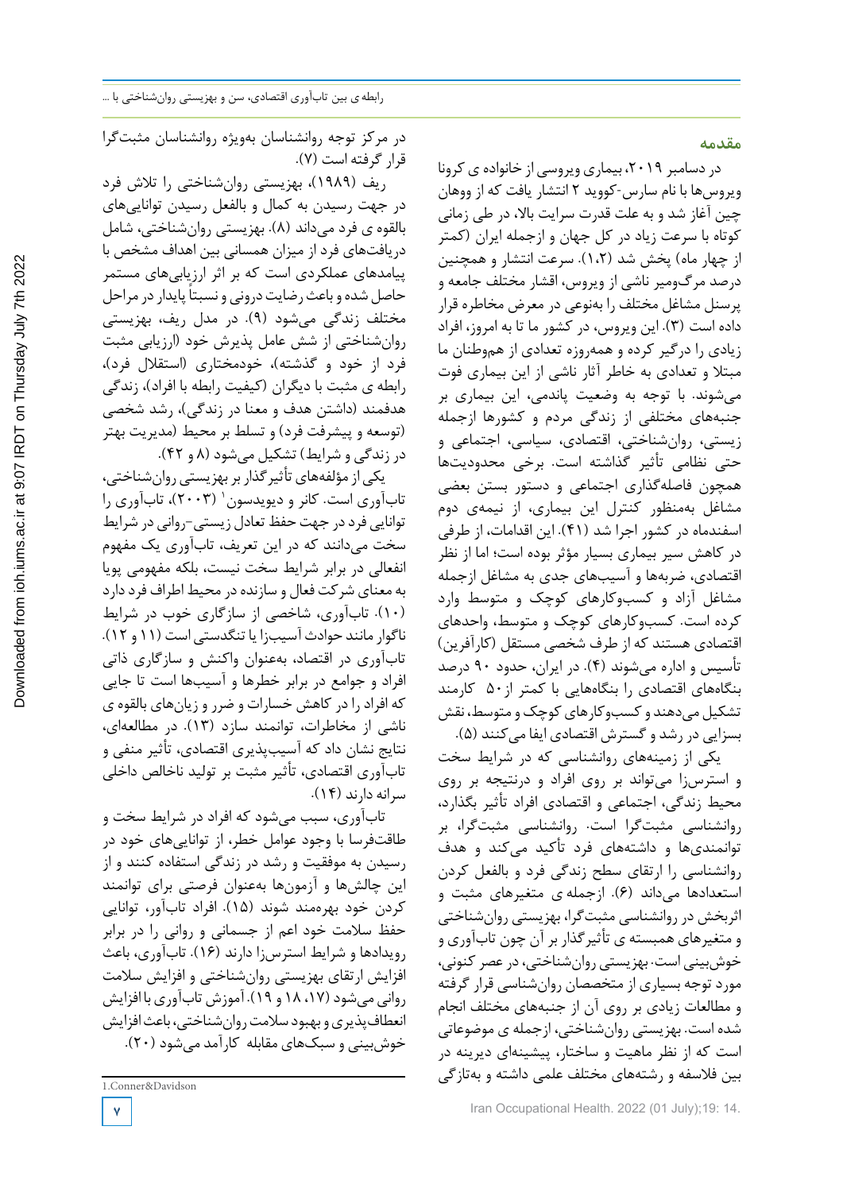## مقدمه

در دسامبر ۲۰۱۹، بیماری ویروسی از خانواده ی کرونا ویروس‌ها با نام سارس-کووید ۲ انتشار یافت که از ووهان چین آغاز شد و به علت قدرت سرایت بالا، در طی زمانی کوتاه با سرعت زیاد در کل جهان و ازجمله ایران (کمتر از چهار ماه) پخش شد (۱،۲). سرعت انتشار و همچنین درصد مرگ‌ومیر ناشی از ویروس، اقشار مختلف جامعه و پرسنل مشاغل مختلف را به‌نوعی در معرض مخاطره قرار داده است (۳). این ویروس، در کشور ما تا به امروز، افراد زیادی را درگیر کرده و همه‌روزه تعدادی از هم‌وطنان ما مبتلا و تعدادی به خاطر آثار ناشی از این بیماری فوت می‌شوند. با توجه به وضعیت پاندمی، این بیماری بر جنبه‌های مختلفی از زندگی مردم و کشورها ازجمله زیستی، روان‌شناختی، اقتصادی، سیاسی، اجتماعی و حتی نظامی تأثیر گذاشته است. برخی محدودیت‌ها همچون فاصله‌گذاری اجتماعی و دستور بستن بعضی مشاغل به‌منظور کنترل این بیماری، از نیمه‌ی دوم اسفندماه در کشور اجرا شد (۴۱). این اقدامات، از طرفی در کاهش سیر بیماری بسیار مؤثر بوده است؛ اما از نظر اقتصادی، ضربه‌ها و آسیب‌های جدی به مشاغل ازجمله مشاغل آزاد و کسب‌وکارهای کوچک و متوسط وارد کرده است. کسب‌وکارهای کوچک و متوسط، واحدهای اقتصادی هستند که از طرف شخصی مستقل (کارآفرین) تأسیس و اداره می‌شوند (۴). در ایران، حدود ۹۰ درصد بنگاه‌های اقتصادی را بنگاه‌هایی با کمتر از ۵۰ کارمند تشکیل می‌دهند و کسب‌وکارهای کوچک و متوسط، نقش بسزایی در رشد و گسترش اقتصادی ایفا می‌کنند (۵).

یکی از زمینه‌های روانشناسی که در شرایط سخت و استرس‌زا می‌تواند بر روی افراد و درنتیجه بر روی محیط زندگی، اجتماعی و اقتصادی افراد تأثیر بگذارد، روانشناسی مثبت‌گرا است. روانشناسی مثبت‌گرا، بر توانمندی‌ها و داشته‌های فرد تأکید می‌کند و هدف روانشناسی را ارتقای سطح زندگی فرد و بالفعل کردن استعدادها می‌داند (۶). ازجمله ی متغیرهای مثبت و اثربخش در روانشناسی مثبت‌گرا، بهزیستی روان‌شناختی و متغیرهای همبسته ی تأثیرگذار بر آن چون تاب‌آوری و خوش‌بینی است. بهزیستی روان‌شناختی، در عصر کنونی، مورد توجه بسیاری از متخصصان روان‌شناسی قرار گرفته و مطالعات زیادی بر روی آن از جنبه‌های مختلف انجام شده است. بهزیستی روان‌شناختی، ازجمله ی موضوعاتی است که از نظر ماهیت و ساختار، پیشینه‌ای دیرینه در بین فلاسفه و رشته‌های مختلف علمی داشته و به‌تازگی در مرکز توجه روانشناسان به‌ویژه روانشناسان مثبت‌گرا قرار گرفته است (۷).

ریف (۱۹۸۹)، بهزیستی روان‌شناختی را تلاش فرد در جهت رسیدن به کمال و بالفعل رسیدن توانایی‌های بالقوه ی فرد می‌داند (۸). بهزیستی روان‌شناختی، شامل دریافت‌های فرد از میزان همسانی بین اهداف مشخص با پیامدهای عملکردی است که بر اثر ارزیابی‌های مستمر حاصل شده و باعث رضایت درونی و نسبتاً پایدار در مراحل مختلف زندگی می‌شود (۹). در مدل ریف، بهزیستی روان‌شناختی از شش عامل پذیرش خود (ارزیابی مثبت فرد از خود و گذشته)، خودمختاری (استقلال فرد)، رابطه ی مثبت با دیگران (کیفیت رابطه با افراد)، زندگی هدفمند (داشتن هدف و معنا در زندگی)، رشد شخصی (توسعه و پیشرفت فرد) و تسلط بر محیط (مدیریت بهتر در زندگی و شرایط) تشکیل می‌شود (۸ و ۴۲).

یکی از مؤلفه‌های تأثیرگذار بر بهزیستی روان‌شناختی، تاب‌آوری است. کانر و دیویدسون[1] (۲۰۰۳)، تاب‌آوری را توانایی فرد در جهت حفظ تعادل زیستی-روانی در شرایط سخت می‌دانند که در این تعریف، تاب‌آوری یک مفهوم انفعالی در برابر شرایط سخت نیست، بلکه مفهومی پویا به معنای شرکت فعال و سازنده در محیط اطراف فرد دارد (۱۰). تاب‌آوری، شاخصی از سازگاری خوب در شرایط ناگوار مانند حوادث آسیب‌زا یا تنگدستی است (۱۱ و ۱۲). تاب‌آوری در اقتصاد، به‌عنوان واکنش و سازگاری ذاتی افراد و جوامع در برابر خطرها و آسیب‌ها است تا جایی که افراد را در کاهش خسارات و ضرر و زیان‌های بالقوه ی ناشی از مخاطرات، توانمند سازد (۱۳). در مطالعه‌ای، نتایج نشان داد که آسیب‌پذیری اقتصادی، تأثیر منفی و تاب‌آوری اقتصادی، تأثیر مثبت بر تولید ناخالص داخلی سرانه دارند (۱۴).

تاب‌آوری، سبب می‌شود که افراد در شرایط سخت و طاقت‌فرسا با وجود عوامل خطر، از توانایی‌های خود در رسیدن به موفقیت و رشد در زندگی استفاده کنند و از این چالش‌ها و آزمون‌ها به‌عنوان فرصتی برای توانمند کردن خود بهره‌مند شوند (۱۵). افراد تاب‌آور، توانایی حفظ سلامت خود اعم از جسمانی و روانی را در برابر رویدادها و شرایط استرس‌زا دارند (۱۶). تاب‌آوری، باعث افزایش ارتقای بهزیستی روان‌شناختی و افزایش سلامت روانی می‌شود (۱۷، ۱۸ و ۱۹). آموزش تاب‌آوری با افزایش انعطاف‌پذیری و بهبود سلامت روان‌شناختی، باعث افزایش خوش‌بینی و سبک‌های مقابله کارآمد می‌شود (۲۰).

---

1. Conner&Davidson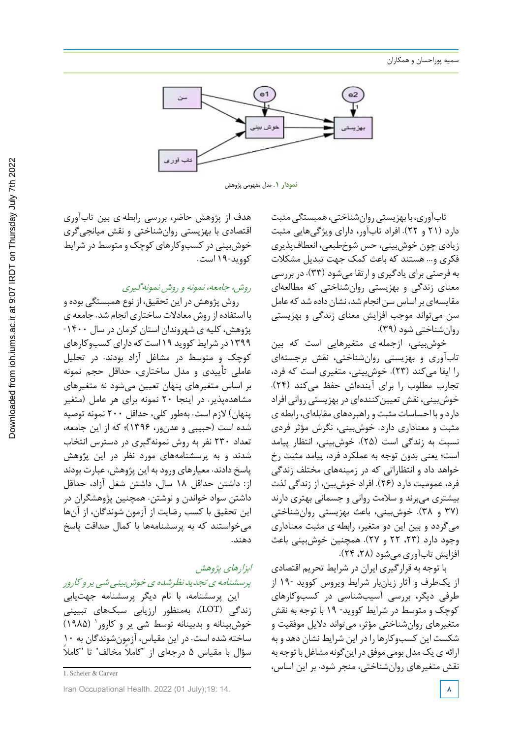نمودار ۱. مدل مفهومی پژوهش

تاب‌آوری، با بهزیستی روان‌شناختی، همبستگی مثبت دارد (۲۱ و ۲۲). افراد تاب‌آور، دارای ویژگی‌هایی مثبت زیادی چون خوش‌بینی، حس شوخ‌طبعی، انعطاف‌پذیری فکری و... هستند که باعث کمک جهت تبدیل مشکلات به فرصتی برای یادگیری و ارتقا می‌شود (۳۳). در بررسی معنای زندگی و بهزیستی روان‌شناختی که مطالعه‌ای مقایسه‌ای بر اساس سن انجام شد، نشان داده شد که عامل سن می‌تواند موجب افزایش معنای زندگی و بهزیستی روان‌شناختی شود (۳۹).

خوش‌بینی، ازجمله ی متغیرهایی است که بین تاب‌آوری و بهزیستی روان‌شناختی، نقش برجسته‌ای را ایفا می‌کند (۲۳). خوش‌بینی، متغیری است که فرد، تجارب مطلوب را برای آینده‌اش حفظ می‌کند (۲۴). خوش‌بینی، نقش تعیین‌کننده‌ای در بهزیستی روانی افراد دارد و با احساسات مثبت و راهبردهای مقابله‌ای، رابطه ی مثبت و معناداری دارد. خوش‌بینی، نگرش مؤثر فردی نسبت به زندگی است (۲۵). خوش‌بینی، انتظار پیامد است؛ یعنی بدون توجه به عملکرد فرد، پیامد مثبت رخ خواهد داد و انتظاراتی که در زمینه‌های مختلف زندگی فرد، عمومیت دارد (۲۶). افراد خوش‌بین، از زندگی لذت بیشتری می‌برند و سلامت روانی و جسمانی بهتری دارند (۳۷ و ۳۸). خوش‌بینی، باعث بهزیستی روان‌شناختی می‌گردد و بین این دو متغیر، رابطه ی مثبت معناداری وجود دارد (۲۳، ۲۲ و ۲۷). همچنین خوش‌بینی باعث افزایش تاب‌آوری می‌شود (۲۸، ۲۴).

با توجه به قرارگیری ایران در شرایط تحریم اقتصادی از یک‌طرف و آثار زیان‌بار شرایط ویروس کووید -۱۹ از طرفی دیگر، بررسی آسیب‌شناسی در کسب‌وکارهای کوچک و متوسط در شرایط کووید- ۱۹ با توجه به نقش متغیرهای روان‌شناختی مؤثر، می‌تواند دلایل موفقیت و شکست این کسب‌وکارها را در این شرایط نشان دهد و به ارائه ی یک مدل بومی موفق در این‌گونه مشاغل با توجه به نقش متغیرهای روان‌شناختی، منجر شود. بر این اساس، هدف از پژوهش حاضر، بررسی رابطه ی بین تاب‌آوری اقتصادی با بهزیستی روان‌شناختی و نقش میانجی‌گری خوش‌بینی در کسب‌وکارهای کوچک و متوسط در شرایط کووید-۱۹ است.

*روش، جامعه، نمونه و روش نمونه‌گیری*

روش پژوهش در این تحقیق، از نوع همبستگی بوده و با استفاده از روش معادلات ساختاری انجام شد. جامعه ی پژوهش، کلیه ی شهروندان استان کرمان در سال ۱۴۰۰-۱۳۹۹ در شرایط کووید ۱۹ است که دارای کسب‌وکارهای کوچک و متوسط در مشاغل آزاد بودند. در تحلیل عاملی تأییدی و مدل ساختاری، حداقل حجم نمونه بر اساس متغیرهای پنهان تعیین می‌شود نه متغیرهای مشاهده‌پذیر. در اینجا ۲۰ نمونه برای هر عامل (متغیر پنهان) لازم است. به‌طور کلی، حداقل ۲۰۰ نمونه توصیه شده است (حبیبی و عدن‌ور، ۱۳۹۶)؛ که از این جامعه، تعداد ۲۳۰ نفر به روش نمونه‌گیری در دسترس انتخاب شدند و به پرسشنامه‌های مورد نظر در این پژوهش پاسخ دادند. معیارهای ورود به این پژوهش، عبارت بودند از: داشتن حداقل ۱۸ سال، داشتن شغل آزاد، حداقل داشتن سواد خواندن و نوشتن. همچنین پژوهشگران در این تحقیق با کسب رضایت از آزمون شوندگان، از آن‌ها می‌خواستند که به پرسشنامه‌ها با کمال صداقت پاسخ دهند.

*ابزارهای پژوهش*

*پرسشنامه ی تجدید نظرشده ی خوش‌بینی شی یر و کارور*

این پرسشنامه، با نام دیگر پرسشنامه جهت‌یابی زندگی (LOT)، به‌منظور ارزیابی سبک‌های تبیینی خوش‌بینانه و بدبینانه توسط شی یر و کارور[1] (۱۹۸۵) ساخته شده است. در این مقیاس، آزمون‌شوندگان به ۱۰ سؤال با مقیاس ۵ درجه‌ای از "کاملاً مخالف" تا "کاملاً

1. Scheier & Carver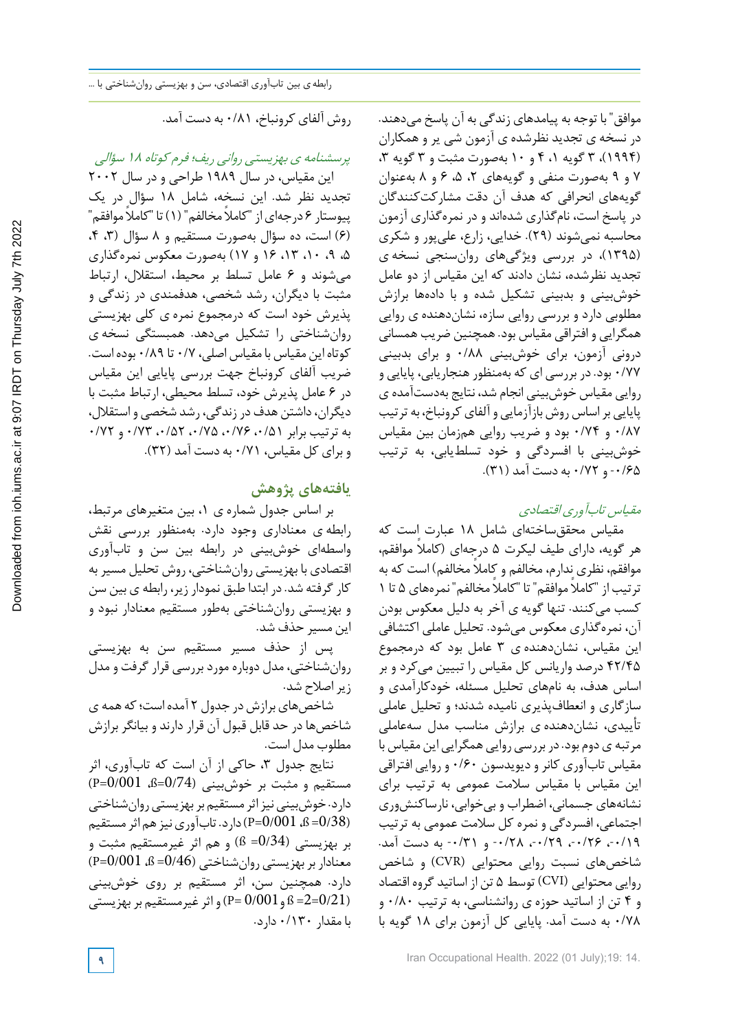موافق" با توجه به پیامدهای زندگی به آن پاسخ می‌دهند. در نسخه ی تجدید نظرشده ی آزمون شی یر و همکاران (۱۹۹۴)، ۳ گویه ۱، ۴ و ۱۰ به‌صورت مثبت و ۳ گویه ۳، ۷ و ۹ به‌صورت منفی و گویه‌های ۲، ۵، ۶ و ۸ به‌عنوان گویه‌های انحرافی که هدف آن دقت مشارکت‌کنندگان در پاسخ است، نام‌گذاری شده‌اند و در نمره‌گذاری آزمون محاسبه نمی‌شوند (۲۹). خدایی، زارع، علی‌پور و شکری (۱۳۹۵)، در بررسی ویژگی‌های روان‌سنجی نسخه ی تجدید نظرشده، نشان دادند که این مقیاس از دو عامل خوش‌بینی و بدبینی تشکیل شده و با داده‌ها برازش مطلوبی دارد و بررسی روایی سازه، نشان‌دهنده ی روایی همگرایی و افتراقی مقیاس بود. همچنین ضریب همسانی درونی آزمون، برای خوش‌بینی ۰/۸۸ و برای بدبینی ۰/۷۷ بود. در بررسی ای که به‌منظور هنجاریابی، پایایی و روایی مقیاس خوش‌بینی انجام شد، نتایج به‌دست‌آمده ی پایایی بر اساس روش بازآزمایی و آلفای کرونباخ، به ترتیب ۰/۸۷ و ۰/۷۴ بود و ضریب روایی همزمان بین مقیاس خوش‌بینی با افسردگی و خود تسلط‌یابی، به ترتیب ۰/۶۵- و ۰/۷۲ به دست آمد (۳۱).

*مقیاس تاب‌آوری اقتصادی*

مقیاس محقق‌ساخته‌ای شامل ۱۸ عبارت است که هر گویه، دارای طیف لیکرت ۵ درجه‌ای (کاملاً موافقم، موافقم، نظری ندارم، مخالفم و کاملاً مخالفم) است که به ترتیب از "کاملاً موافقم" تا "کاملاً مخالفم" نمره‌های ۵ تا ۱ کسب می‌کنند. تنها گویه ی آخر به دلیل معکوس بودن آن، نمره‌گذاری معکوس می‌شود. تحلیل عاملی اکتشافی این مقیاس، نشان‌دهنده ی ۳ عامل بود که درمجموع ۴۲/۴۵ درصد واریانس کل مقیاس را تبیین می‌کرد و بر اساس هدف، به نام‌های تحلیل مسئله، خودکارآمدی و سازگاری و انعطاف‌پذیری نامیده شدند؛ و تحلیل عاملی تأییدی، نشان‌دهنده ی برازش مناسب مدل سه‌عاملی مرتبه ی دوم بود. در بررسی روایی همگرایی این مقیاس با مقیاس تاب‌آوری کانر و دیویدسون ۰/۶۰ و روایی افتراقی این مقیاس با مقیاس سلامت عمومی به ترتیب برای نشانه‌های جسمانی، اضطراب و بی‌خوابی، نارساکنش‌وری اجتماعی، افسردگی و نمره کل سلامت عمومی به ترتیب ۰/۱۹-، ۰/۲۶-، ۰/۲۹-، ۰/۲۸- و ۰/۳۱- به دست آمد. شاخص‌های نسبت روایی محتوایی (CVR) و شاخص روایی محتوایی (CVI) توسط ۵ تن از اساتید گروه اقتصاد و ۴ تن از اساتید حوزه ی روانشناسی، به ترتیب ۰/۸۰ و ۰/۷۸ به دست آمد. پایایی کل آزمون برای ۱۸ گویه با روش آلفای کرونباخ، ۰/۸۱ به دست آمد.

*پرسشنامه ی بهزیستی روانی ریف؛ فرم کوتاه ۱۸ سؤالی*

این مقیاس، در سال ۱۹۸۹ طراحی و در سال ۲۰۰۲ تجدید نظر شد. این نسخه، شامل ۱۸ سؤال در یک پیوستار ۶ درجه‌ای از "کاملاً مخالفم" (۱) تا "کاملاً موافقم" (۶) است، ده سؤال به‌صورت مستقیم و ۸ سؤال (۳، ۴، ۵، ۹، ۱۰، ۱۳، ۱۶ و ۱۷) به‌صورت معکوس نمره‌گذاری می‌شوند و ۶ عامل تسلط بر محیط، استقلال، ارتباط مثبت با دیگران، رشد شخصی، هدفمندی در زندگی و پذیرش خود است که درمجموع نمره ی کلی بهزیستی روان‌شناختی را تشکیل می‌دهند. همبستگی نسخه ی کوتاه این مقیاس با مقیاس اصلی، ۰/۷ تا ۰/۸۹ بوده است. ضریب آلفای کرونباخ جهت بررسی پایایی این مقیاس در ۶ عامل پذیرش خود، تسلط محیطی، ارتباط مثبت با دیگران، داشتن هدف در زندگی، رشد شخصی و استقلال، به ترتیب برابر ۰/۵۱، ۰/۷۶، ۰/۷۵، ۰/۵۲، ۰/۷۳ و ۰/۷۲ و برای کل مقیاس، ۰/۷۱ به دست آمد (۳۲).

## یافته‌های پژوهش

بر اساس جدول شماره ی ۱، بین متغیرهای مرتبط، رابطه ی معناداری وجود دارد. به‌منظور بررسی نقش واسطه‌ای خوش‌بینی در رابطه بین سن و تاب‌آوری اقتصادی با بهزیستی روان‌شناختی، روش تحلیل مسیر به کار گرفته شد. در ابتدا طبق نمودار زیر، رابطه ی بین سن و بهزیستی روان‌شناختی به‌طور مستقیم معنادار نبود و این مسیر حذف شد.

پس از حذف مسیر مستقیم سن به بهزیستی روان‌شناختی، مدل دوباره مورد بررسی قرار گرفت و مدل زیر اصلاح شد.

شاخص‌های برازش در جدول ۲ آمده است؛ که همه ی شاخص‌ها در حد قابل قبول آن قرار دارند و بیانگر برازش مطلوب مدل است.

نتایج جدول ۳، حاکی از آن است که تاب‌آوری، اثر مستقیم و مثبت بر خوش‌بینی (P=0/001 ،ß=0/74) دارد. خوش‌بینی نیز اثر مستقیم بر بهزیستی روان‌شناختی (P=0/001 ،ß=0/38) دارد. تاب‌آوری نیز هم اثر مستقیم بر بهزیستی (ß =0/34) و هم اثر غیرمستقیم مثبت و معنادار بر بهزیستی روان‌شناختی (P=0/001 ،ß =0/46) دارد. همچنین سن، اثر مستقیم بر روی خوش‌بینی (ß =2=0/21 و P= 0/001) و اثر غیرمستقیم بر بهزیستی با مقدار ۰/۱۳۰ دارد.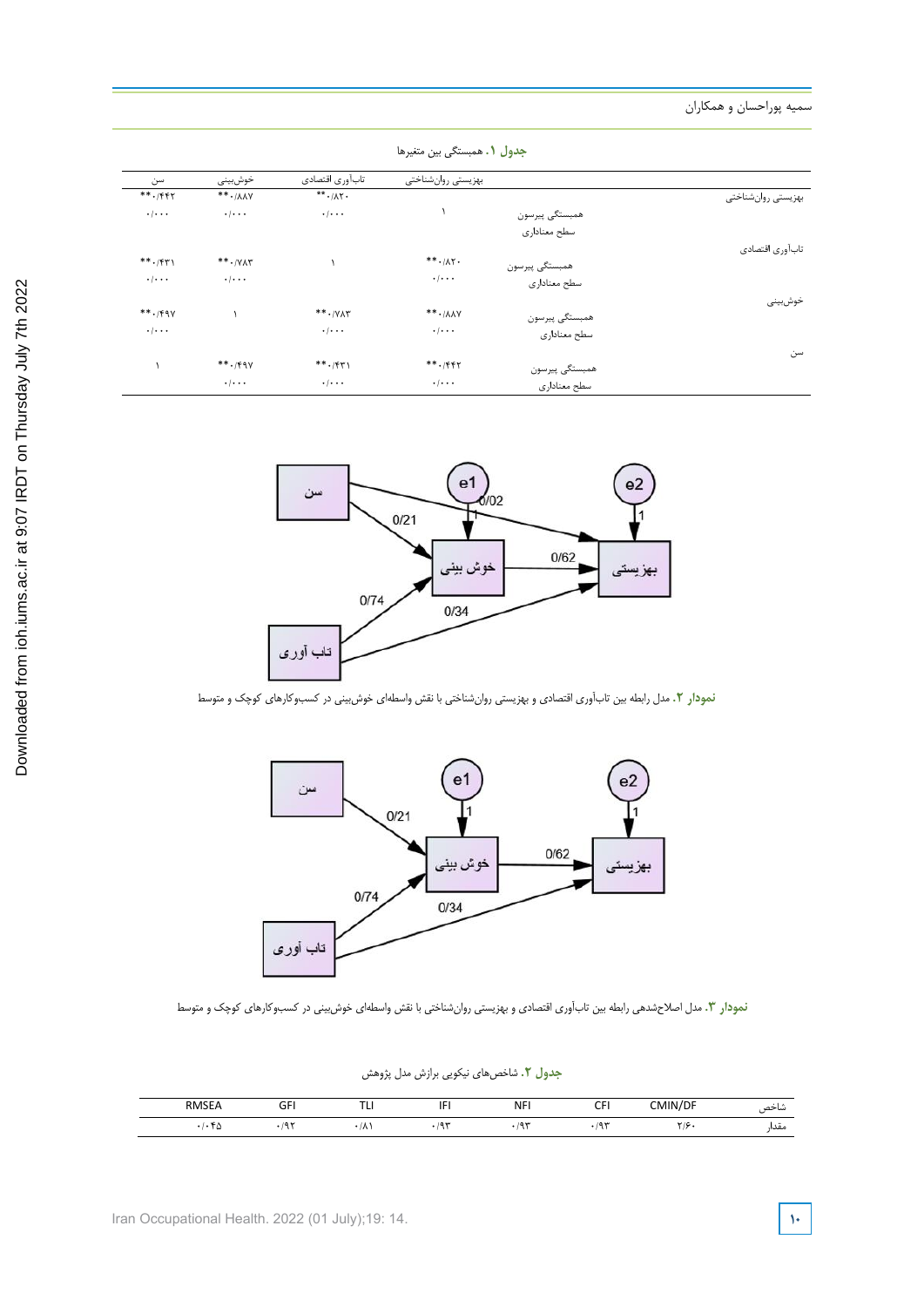**جدول ۱.** همبستگی بین متغیرها

| | | بهزیستی روان‌شناختی | تاب‌آوری اقتصادی | خوش‌بینی | سن |
|---|---|---|---|---|---|
| بهزیستی روان‌شناختی | همبستگی پیرسون | ۱ | ۰/۸۲۰** | ۰/۸۸۷** | ۰/۴۴۲** |
| | سطح معناداری | | ۰/۰۰۰ | ۰/۰۰۰ | ۰/۰۰۰ |
| تاب‌آوری اقتصادی | همبستگی پیرسون | ۰/۸۲۰** | ۱ | ۰/۷۸۳** | ۰/۴۳۱** |
| | سطح معناداری | ۰/۰۰۰ | | ۰/۰۰۰ | ۰/۰۰۰ |
| خوش‌بینی | همبستگی پیرسون | ۰/۸۸۷** | ۰/۷۸۳** | ۱ | ۰/۴۹۷** |
| | سطح معناداری | ۰/۰۰۰ | ۰/۰۰۰ | | ۰/۰۰۰ |
| سن | همبستگی پیرسون | ۰/۴۴۲** | ۰/۴۳۱** | ۰/۴۹۷** | ۱ |
| | سطح معناداری | ۰/۰۰۰ | ۰/۰۰۰ | ۰/۰۰۰ | |

**نمودار ۲.** مدل رابطه بین تاب‌آوری اقتصادی و بهزیستی روان‌شناختی با نقش واسطه‌ای خوش‌بینی در کسب‌وکارهای کوچک و متوسط

**نمودار ۳.** مدل اصلاح‌شدهی رابطه بین تاب‌آوری اقتصادی و بهزیستی روان‌شناختی با نقش واسطه‌ای خوش‌بینی در کسب‌وکارهای کوچک و متوسط

**جدول ۲.** شاخص‌های نیکویی برازش مدل پژوهش

| شاخص | CMIN/DF | CFI | NFI | IFI | TLI | GFI | RMSEA |
|---|---|---|---|---|---|---|---|
| مقدار | ۲/۶۰ | ۰/۹۳ | ۰/۹۳ | ۰/۹۳ | ۰/۸۱ | ۰/۹۲ | ۰/۰۴۵ |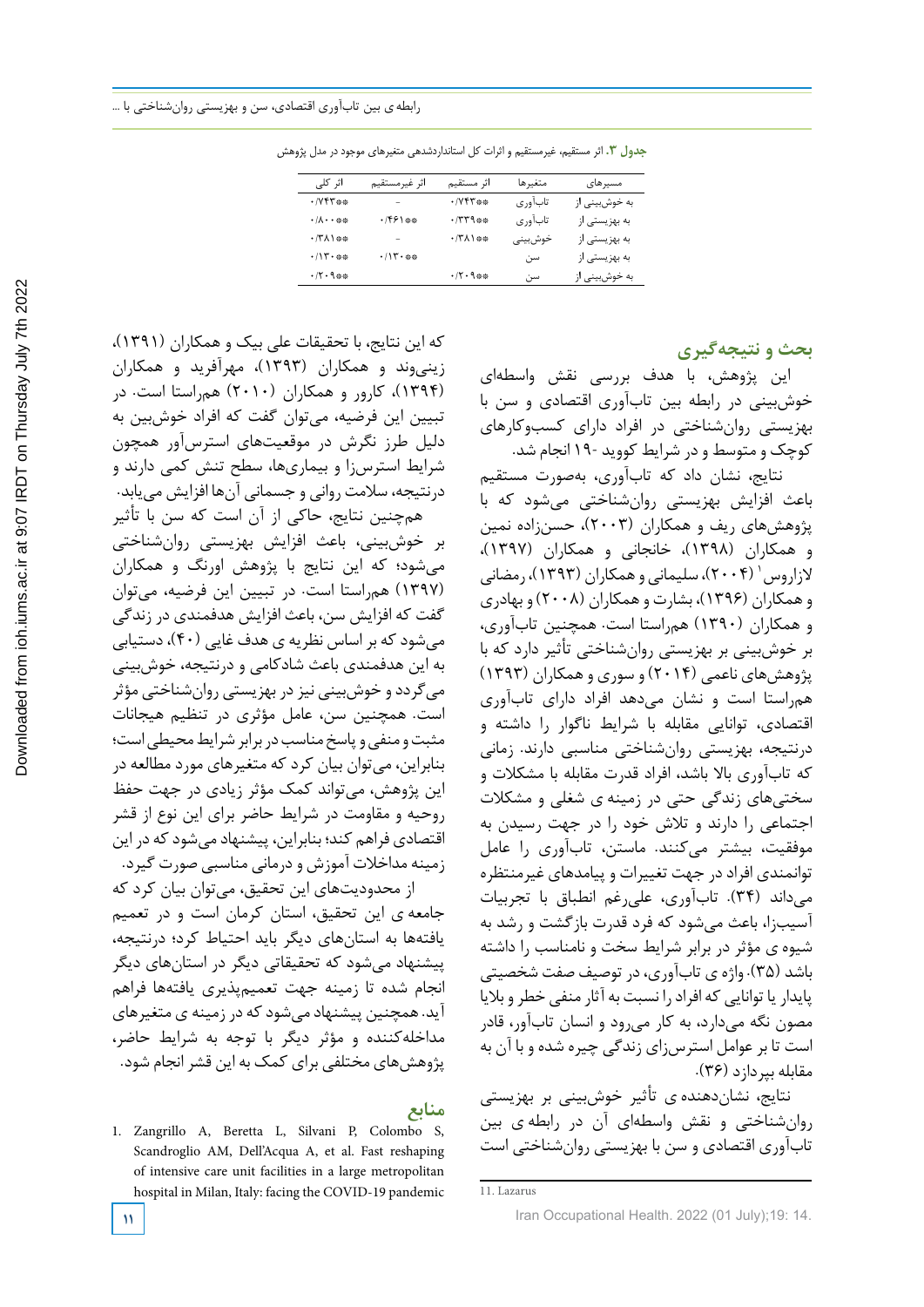**جدول ۳.** اثر مستقیم، غیرمستقیم و اثرات کل استانداردشدهی متغیرهای موجود در مدل پژوهش

| مسیرهای | متغیرها | اثر مستقیم | اثر غیرمستقیم | اثر کلی |
|---|---|---|---|---|
| به خوش‌بینی از | تاب‌آوری | ۰/۷۴۳** | - | ۰/۷۴۳** |
| به بهزیستی از | تاب‌آوری | ۰/۳۳۹** | ۰/۴۶۱** | ۰/۸۰۰** |
| به بهزیستی از | خوش‌بینی | ۰/۳۸۱** | - | ۰/۳۸۱** |
| به بهزیستی از | سن | | ۰/۱۳۰** | ۰/۱۳۰** |
| به خوش‌بینی از | سن | ۰/۲۰۹** | | ۰/۲۰۹** |

## بحث و نتیجه‌گیری

این پژوهش، با هدف بررسی نقش واسطه‌ای خوش‌بینی در رابطه بین تاب‌آوری اقتصادی و سن با بهزیستی روان‌شناختی در افراد دارای کسب‌وکارهای کوچک و متوسط و در شرایط کووید ۱۹- انجام شد.

نتایج، نشان داد که تاب‌آوری، به‌صورت مستقیم باعث افزایش بهزیستی روان‌شناختی می‌شود که با پژوهش‌های ریف و همکاران (۲۰۰۳)، حسن‌زاده نمین و همکاران (۱۳۹۸)، خانجانی و همکاران (۱۳۹۷)، لازاروس[11] (۲۰۰۴)، سلیمانی و همکاران (۱۳۹۳)، رمضانی و همکاران (۱۳۹۶)، بشارت و همکاران (۲۰۰۸) و بهادری و همکاران (۱۳۹۰) هم‌راستا است. همچنین تاب‌آوری، بر خوش‌بینی بر بهزیستی روان‌شناختی تأثیر دارد که با پژوهش‌های ناعمی (۲۰۱۴) و سوری و همکاران (۱۳۹۳) هم‌راستا است و نشان می‌دهد افراد دارای تاب‌آوری اقتصادی، توانایی مقابله با شرایط ناگوار را داشته و درنتیجه، بهزیستی روان‌شناختی مناسبی دارند. زمانی که تاب‌آوری بالا باشد، افراد قدرت مقابله با مشکلات و سختی‌های زندگی حتی در زمینه ی شغلی و مشکلات اجتماعی را دارند و تلاش خود را در جهت رسیدن به موفقیت، بیشتر می‌کنند. ماستن، تاب‌آوری را عامل توانمندی افراد در جهت تغییرات و پیامدهای غیرمنتظره می‌داند (۳۴). تاب‌آوری، علی‌رغم انطباق با تجربیات آسیب‌زا، باعث می‌شود که فرد قدرت بازگشت و رشد به شیوه ی مؤثر در برابر شرایط سخت و نامناسب را داشته باشد (۳۵). واژه ی تاب‌آوری، در توصیف صفت شخصیتی پایدار یا توانایی که افراد را نسبت به آثار منفی خطر و بلایا مصون نگه می‌دارد، به کار می‌رود و انسان تاب‌آور، قادر است تا بر عوامل استرس‌زای زندگی چیره شده و با آن به مقابله بپردازد (۳۶).

نتایج، نشان‌دهنده ی تأثیر خوش‌بینی بر بهزیستی روان‌شناختی و نقش واسطه‌ای آن در رابطه ی بین تاب‌آوری اقتصادی و سن با بهزیستی روان‌شناختی است که این نتایج، با تحقیقات علی بیک و همکاران (۱۳۹۱)، زینی‌وند و همکاران (۱۳۹۳)، مهرآفرید و همکاران (۱۳۹۴)، کارور و همکاران (۲۰۱۰) هم‌راستا است. در تبیین این فرضیه، می‌توان گفت که افراد خوش‌بین به دلیل طرز نگرش در موقعیت‌های استرس‌آور همچون شرایط استرس‌زا و بیماری‌ها، سطح تنش کمی دارند و درنتیجه، سلامت روانی و جسمانی آن‌ها افزایش می‌یابد.

همچنین نتایج، حاکی از آن است که سن با تأثیر بر خوش‌بینی، باعث افزایش بهزیستی روان‌شناختی می‌شود؛ که این نتایج با پژوهش اورنگ و همکاران (۱۳۹۷) هم‌راستا است. در تبیین این فرضیه، می‌توان گفت که افزایش سن، باعث افزایش هدفمندی در زندگی می‌شود که بر اساس نظریه ی هدف غایی (۴۰)، دستیابی به این هدفمندی باعث شادکامی و درنتیجه، خوش‌بینی می‌گردد و خوش‌بینی نیز در بهزیستی روان‌شناختی مؤثر است. همچنین سن، عامل مؤثری در تنظیم هیجانات مثبت و منفی و پاسخ مناسب در برابر شرایط محیطی است؛ بنابراین، می‌توان بیان کرد که متغیرهای مورد مطالعه در این پژوهش، می‌تواند کمک مؤثر زیادی در جهت حفظ روحیه و مقاومت در شرایط حاضر برای این نوع از قشر اقتصادی فراهم کند؛ بنابراین، پیشنهاد می‌شود که در این زمینه مداخلات آموزش و درمانی مناسبی صورت گیرد.

از محدودیت‌های این تحقیق، می‌توان بیان کرد که جامعه ی این تحقیق، استان کرمان است و در تعمیم یافته‌ها به استان‌های دیگر باید احتیاط کرد؛ درنتیجه، پیشنهاد می‌شود که تحقیقاتی دیگر در استان‌های دیگر انجام شده تا زمینه جهت تعمیم‌پذیری یافته‌ها فراهم آید. همچنین پیشنهاد می‌شود که در زمینه ی متغیرهای مداخله‌کننده و مؤثر دیگر با توجه به شرایط حاضر، پژوهش‌های مختلفی برای کمک به این قشر انجام شود.

## منابع

1. Zangrillo A, Beretta L, Silvani P, Colombo S, Scandroglio AM, Dell'Acqua A, et al. Fast reshaping of intensive care unit facilities in a large metropolitan hospital in Milan, Italy: facing the COVID-19 pandemic

---

11. Lazarus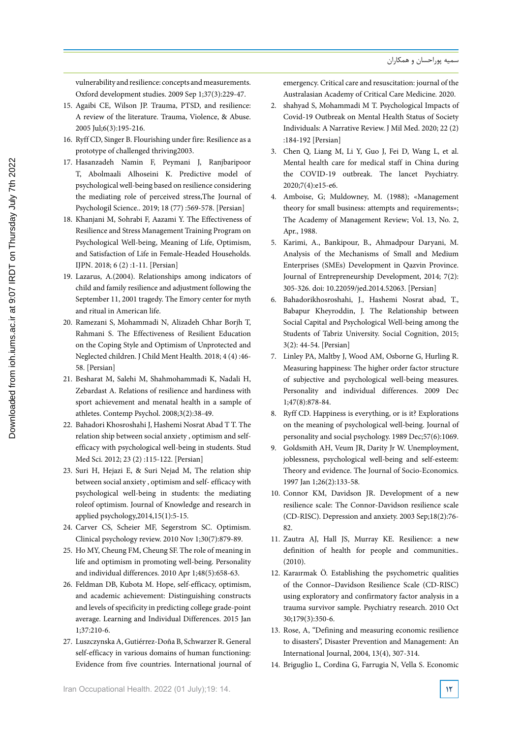vulnerability and resilience: concepts and measurements. Oxford development studies. 2009 Sep 1;37(3):229-47.

15. Agaibi CE, Wilson JP. Trauma, PTSD, and resilience: A review of the literature. Trauma, Violence, & Abuse. 2005 Jul;6(3):195-216.
16. Ryff CD, Singer B. Flourishing under fire: Resilience as a prototype of challenged thriving2003.
17. Hasanzadeh Namin F, Peymani J, Ranjbaripoor T, Abolmaali Alhoseini K. Predictive model of psychological well-being based on resilience considering the mediating role of perceived stress,The Journal of Psychologil Science.. 2019; 18 (77) :569-578. [Persian]
18. Khanjani M, Sohrabi F, Aazami Y. The Effectiveness of Resilience and Stress Management Training Program on Psychological Well-being, Meaning of Life, Optimism, and Satisfaction of Life in Female-Headed Households. IJPN. 2018; 6 (2) :1-11. [Persian]
19. Lazarus, A.(2004). Relationships among indicators of child and family resilience and adjustment following the September 11, 2001 tragedy. The Emory center for myth and ritual in American life.
20. Ramezani S, Mohammadi N, Alizadeh Chhar Borjh T, Rahmani S. The Effectiveness of Resilient Education on the Coping Style and Optimism of Unprotected and Neglected children. J Child Ment Health. 2018; 4 (4) :46-58. [Persian]
21. Besharat M, Salehi M, Shahmohammadi K, Nadali H, Zebardast A. Relations of resilience and hardiness with sport achievement and menatal health in a sample of athletes. Contemp Psychol. 2008;3(2):38-49.
22. Bahadori Khosroshahi J, Hashemi Nosrat Abad T T. The relation ship between social anxiety , optimism and self-efficacy with psychological well-being in students. Stud Med Sci. 2012; 23 (2) :115-122. [Persian]
23. Suri H, Hejazi E, & Suri Nejad M, The relation ship between social anxiety , optimism and self- efficacy with psychological well-being in students: the mediating roleof optimism. Journal of Knowledge and research in applied psychology,2014,15(1):5-15.
24. Carver CS, Scheier MF, Segerstrom SC. Optimism. Clinical psychology review. 2010 Nov 1;30(7):879-89.
25. Ho MY, Cheung FM, Cheung SF. The role of meaning in life and optimism in promoting well-being. Personality and individual differences. 2010 Apr 1;48(5):658-63.
26. Feldman DB, Kubota M. Hope, self-efficacy, optimism, and academic achievement: Distinguishing constructs and levels of specificity in predicting college grade-point average. Learning and Individual Differences. 2015 Jan 1;37:210-6.
27. Luszczynska A, Gutiérrez-Doña B, Schwarzer R. General self-efficacy in various domains of human functioning: Evidence from five countries. International journal of

emergency. Critical care and resuscitation: journal of the Australasian Academy of Critical Care Medicine. 2020.

2. shahyad S, Mohammadi M T. Psychological Impacts of Covid-19 Outbreak on Mental Health Status of Society Individuals: A Narrative Review. J Mil Med. 2020; 22 (2) :184-192 [Persian]
3. Chen Q, Liang M, Li Y, Guo J, Fei D, Wang L, et al. Mental health care for medical staff in China during the COVID-19 outbreak. The lancet Psychiatry. 2020;7(4):e15-e6.
4. Amboise, G; Muldowney, M. (1988); «Management theory for small business: attempts and requirements»; The Academy of Management Review; Vol. 13, No. 2, Apr., 1988.
5. Karimi, A., Bankipour, B., Ahmadpour Daryani, M. Analysis of the Mechanisms of Small and Medium Enterprises (SMEs) Development in Qazvin Province. Journal of Entrepreneurship Development, 2014; 7(2): 305-326. doi: 10.22059/jed.2014.52063. [Persian]
6. Bahadorikhosroshahi, J., Hashemi Nosrat abad, T., Babapur Kheyroddin, J. The Relationship between Social Capital and Psychological Well-being among the Students of Tabriz University. Social Cognition, 2015; 3(2): 44-54. [Persian]
7. Linley PA, Maltby J, Wood AM, Osborne G, Hurling R. Measuring happiness: The higher order factor structure of subjective and psychological well-being measures. Personality and individual differences. 2009 Dec 1;47(8):878-84.
8. Ryff CD. Happiness is everything, or is it? Explorations on the meaning of psychological well-being. Journal of personality and social psychology. 1989 Dec;57(6):1069.
9. Goldsmith AH, Veum JR, Darity Jr W. Unemployment, joblessness, psychological well-being and self-esteem: Theory and evidence. The Journal of Socio-Economics. 1997 Jan 1;26(2):133-58.
10. Connor KM, Davidson JR. Development of a new resilience scale: The Connor-Davidson resilience scale (CD-RISC). Depression and anxiety. 2003 Sep;18(2):76-82.
11. Zautra AJ, Hall JS, Murray KE. Resilience: a new definition of health for people and communities.. (2010).
12. Karaırmak Ö. Establishing the psychometric qualities of the Connor–Davidson Resilience Scale (CD-RISC) using exploratory and confirmatory factor analysis in a trauma survivor sample. Psychiatry research. 2010 Oct 30;179(3):350-6.
13. Rose, A, "Defining and measuring economic resilience to disasters", Disaster Prevention and Management: An International Journal, 2004, 13(4), 307-314.
14. Briguglio L, Cordina G, Farrugia N, Vella S. Economic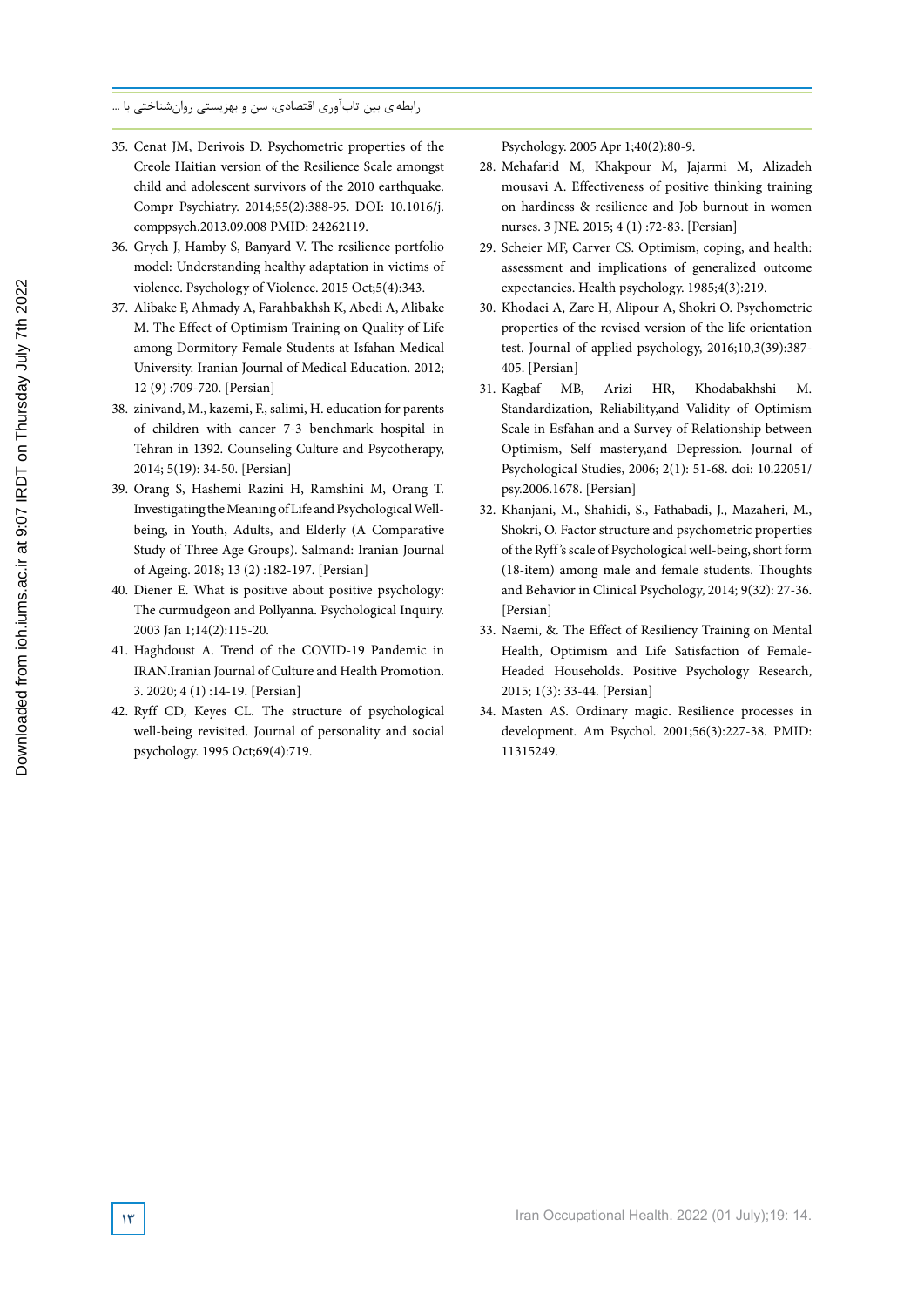Psychology. 2005 Apr 1;40(2):80-9.

28. Mehafarid M, Khakpour M, Jajarmi M, Alizadeh mousavi A. Effectiveness of positive thinking training on hardiness & resilience and Job burnout in women nurses. 3 JNE. 2015; 4 (1) :72-83. [Persian]
29. Scheier MF, Carver CS. Optimism, coping, and health: assessment and implications of generalized outcome expectancies. Health psychology. 1985;4(3):219.
30. Khodaei A, Zare H, Alipour A, Shokri O. Psychometric properties of the revised version of the life orientation test. Journal of applied psychology, 2016;10,3(39):387-405. [Persian]
31. Kagbaf MB, Arizi HR, Khodabakhshi M. Standardization, Reliability,and Validity of Optimism Scale in Esfahan and a Survey of Relationship between Optimism, Self mastery,and Depression. Journal of Psychological Studies, 2006; 2(1): 51-68. doi: 10.22051/psy.2006.1678. [Persian]
32. Khanjani, M., Shahidi, S., Fathabadi, J., Mazaheri, M., Shokri, O. Factor structure and psychometric properties of the Ryff's scale of Psychological well-being, short form (18-item) among male and female students. Thoughts and Behavior in Clinical Psychology, 2014; 9(32): 27-36. [Persian]
33. Naemi, &. The Effect of Resiliency Training on Mental Health, Optimism and Life Satisfaction of Female-Headed Households. Positive Psychology Research, 2015; 1(3): 33-44. [Persian]
34. Masten AS. Ordinary magic. Resilience processes in development. Am Psychol. 2001;56(3):227-38. PMID: 11315249.
35. Cenat JM, Derivois D. Psychometric properties of the Creole Haitian version of the Resilience Scale amongst child and adolescent survivors of the 2010 earthquake. Compr Psychiatry. 2014;55(2):388-95. DOI: 10.1016/j.comppsych.2013.09.008 PMID: 24262119.
36. Grych J, Hamby S, Banyard V. The resilience portfolio model: Understanding healthy adaptation in victims of violence. Psychology of Violence. 2015 Oct;5(4):343.
37. Alibake F, Ahmady A, Farahbakhsh K, Abedi A, Alibake M. The Effect of Optimism Training on Quality of Life among Dormitory Female Students at Isfahan Medical University. Iranian Journal of Medical Education. 2012; 12 (9) :709-720. [Persian]
38. zinivand, M., kazemi, F., salimi, H. education for parents of children with cancer 7-3 benchmark hospital in Tehran in 1392. Counseling Culture and Psycotherapy, 2014; 5(19): 34-50. [Persian]
39. Orang S, Hashemi Razini H, Ramshini M, Orang T. Investigating the Meaning of Life and Psychological Well-being, in Youth, Adults, and Elderly (A Comparative Study of Three Age Groups). Salmand: Iranian Journal of Ageing. 2018; 13 (2) :182-197. [Persian]
40. Diener E. What is positive about positive psychology: The curmudgeon and Pollyanna. Psychological Inquiry. 2003 Jan 1;14(2):115-20.
41. Haghdoust A. Trend of the COVID-19 Pandemic in IRAN.Iranian Journal of Culture and Health Promotion. 3. 2020; 4 (1) :14-19. [Persian]
42. Ryff CD, Keyes CL. The structure of psychological well-being revisited. Journal of personality and social psychology. 1995 Oct;69(4):719.